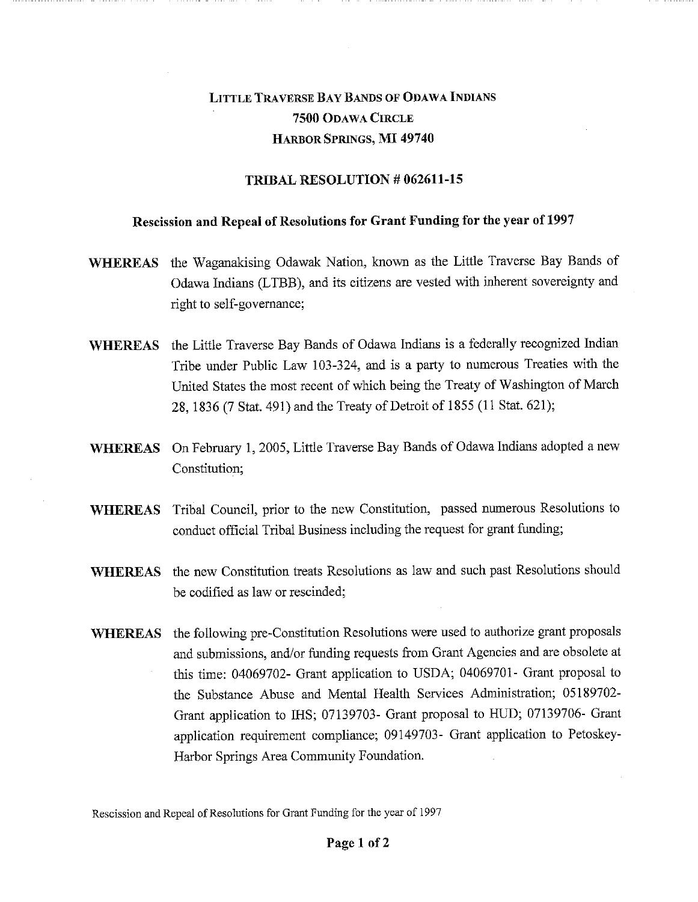# LITTLE TRAVERSE BAY BANDS OF ODAWA INDIANS
## 7500 ODAWA CIRCLE
## HARBOR SPRINGS, MI 49740

### TRIBAL RESOLUTION # 062611-15

### Rescission and Repeal of Resolutions for Grant Funding for the year of 1997

**WHEREAS** the Waganakising Odawak Nation, known as the Little Traverse Bay Bands of Odawa Indians (LTBB), and its citizens are vested with inherent sovereignty and right to self-governance;

**WHEREAS** the Little Traverse Bay Bands of Odawa Indians is a federally recognized Indian Tribe under Public Law 103-324, and is a party to numerous Treaties with the United States the most recent of which being the Treaty of Washington of March 28, 1836 (7 Stat. 491) and the Treaty of Detroit of 1855 (11 Stat. 621);

**WHEREAS** On February 1, 2005, Little Traverse Bay Bands of Odawa Indians adopted a new Constitution;

**WHEREAS** Tribal Council, prior to the new Constitution, passed numerous Resolutions to conduct official Tribal Business including the request for grant funding;

**WHEREAS** the new Constitution treats Resolutions as law and such past Resolutions should be codified as law or rescinded;

**WHEREAS** the following pre-Constitution Resolutions were used to authorize grant proposals and submissions, and/or funding requests from Grant Agencies and are obsolete at this time: 04069702- Grant application to USDA; 04069701- Grant proposal to the Substance Abuse and Mental Health Services Administration; 05189702- Grant application to IHS; 07139703- Grant proposal to HUD; 07139706- Grant application requirement compliance; 09149703- Grant application to Petoskey-Harbor Springs Area Community Foundation.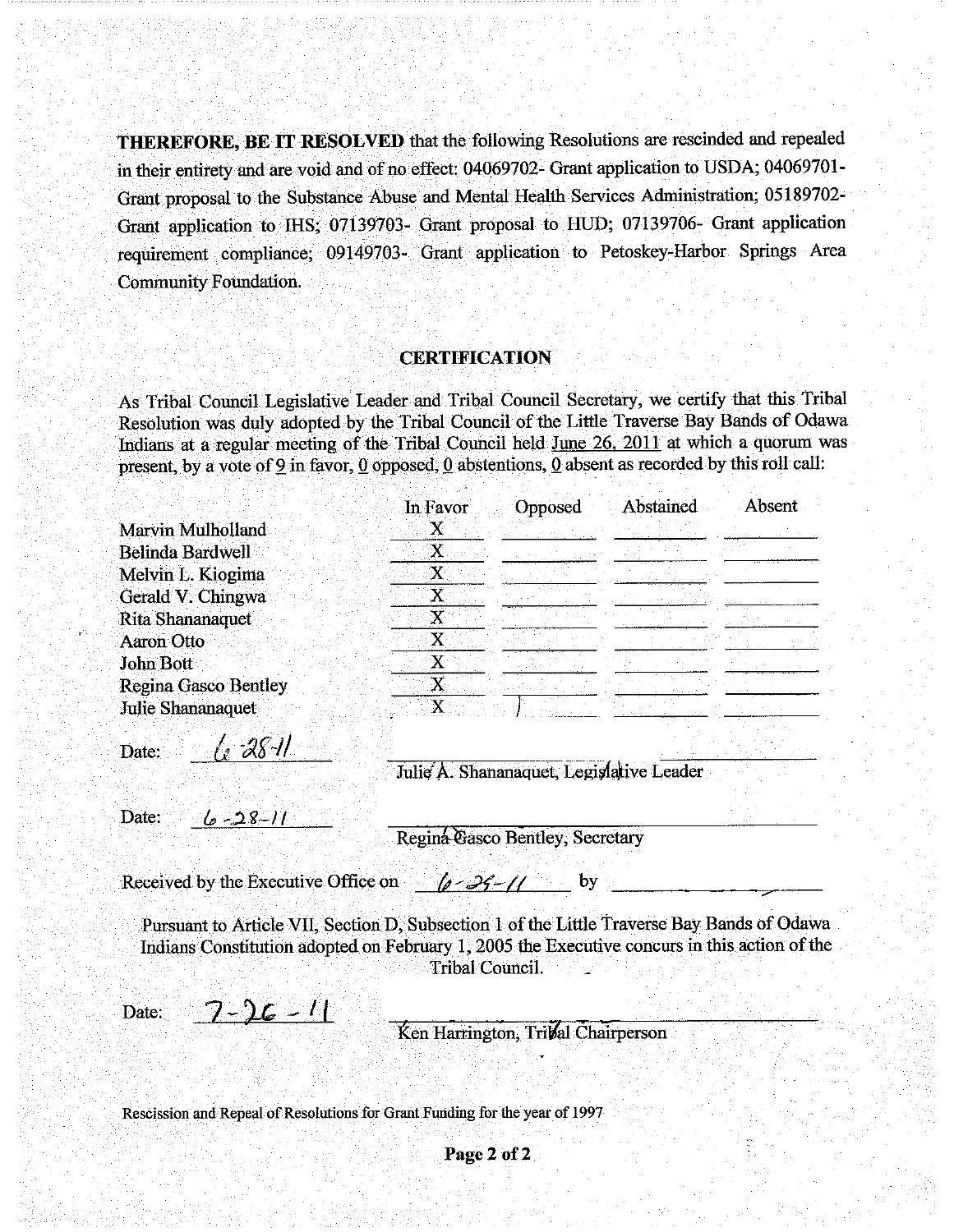**THEREFORE, BE IT RESOLVED** that the following Resolutions are rescinded and repealed in their entirety and are void and of no effect: 04069702- Grant application to USDA; 04069701- Grant proposal to the Substance Abuse and Mental Health Services Administration; 05189702- Grant application to IHS; 07139703- Grant proposal to HUD; 07139706- Grant application requirement compliance; 09149703- Grant application to Petoskey-Harbor Springs Area Community Foundation.

## CERTIFICATION

As Tribal Council Legislative Leader and Tribal Council Secretary, we certify that this Tribal Resolution was duly adopted by the Tribal Council of the Little Traverse Bay Bands of Odawa Indians at a regular meeting of the Tribal Council held June 26, 2011 at which a quorum was present, by a vote of 9 in favor, 0 opposed, 0 abstentions, 0 absent as recorded by this roll call:

| | In Favor | Opposed | Abstained | Absent |
|---|---|---|---|---|
| Marvin Mulholland | X | | | |
| Belinda Bardwell | X | | | |
| Melvin L. Kiogima | X | | | |
| Gerald V. Chingwa | X | | | |
| Rita Shananaquet | X | | | |
| Aaron Otto | X | | | |
| John Bott | X | | | |
| Regina Gasco Bentley | X | | | |
| Julie Shananaquet | X | | | |

Date: 6-28-11 ______________________________
Julie A. Shananaquet, Legislative Leader

Date: 6-28-11 ______________________________
Regina Gasco Bentley, Secretary

Received by the Executive Office on 6-29-11 by ______________

Pursuant to Article VII, Section D, Subsection 1 of the Little Traverse Bay Bands of Odawa Indians Constitution adopted on February 1, 2005 the Executive concurs in this action of the Tribal Council.

Date: 7-26-11 ______________________________
Ken Harrington, Tribal Chairperson

Rescission and Repeal of Resolutions for Grant Funding for the year of 1997